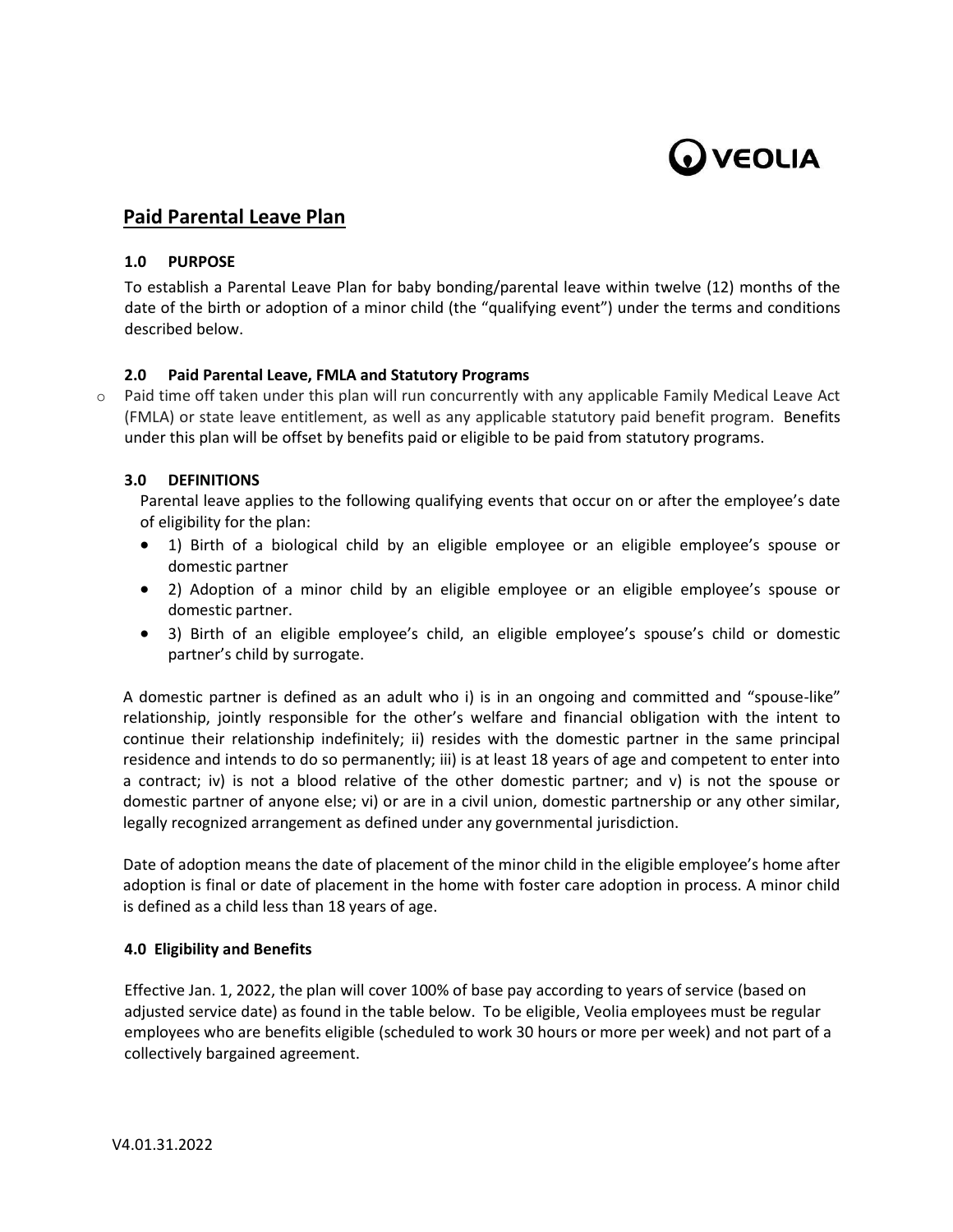VEOLIA

## Paid Parental Leave Plan

### 1.0 PURPOSE

To establish a Parental Leave Plan for baby bonding/parental leave within twelve (12) months of the date of the birth or adoption of a minor child (the "qualifying event") under the terms and conditions described below.

### 2.0 Paid Parental Leave, FMLA and Statutory Programs

- Paid time off taken under this plan will run concurrently with any applicable Family Medical Leave Act (FMLA) or state leave entitlement, as well as any applicable statutory paid benefit program. Benefits under this plan will be offset by benefits paid or eligible to be paid from statutory programs.

### 3.0 DEFINITIONS

Parental leave applies to the following qualifying events that occur on or after the employee's date of eligibility for the plan:

- 1) Birth of a biological child by an eligible employee or an eligible employee's spouse or domestic partner
- 2) Adoption of a minor child by an eligible employee or an eligible employee's spouse or domestic partner.
- 3) Birth of an eligible employee's child, an eligible employee's spouse's child or domestic partner's child by surrogate.

A domestic partner is defined as an adult who i) is in an ongoing and committed and "spouse-like" relationship, jointly responsible for the other's welfare and financial obligation with the intent to continue their relationship indefinitely; ii) resides with the domestic partner in the same principal residence and intends to do so permanently; iii) is at least 18 years of age and competent to enter into a contract; iv) is not a blood relative of the other domestic partner; and v) is not the spouse or domestic partner of anyone else; vi) or are in a civil union, domestic partnership or any other similar, legally recognized arrangement as defined under any governmental jurisdiction.

Date of adoption means the date of placement of the minor child in the eligible employee's home after adoption is final or date of placement in the home with foster care adoption in process. A minor child is defined as a child less than 18 years of age.

### 4.0 Eligibility and Benefits

Effective Jan. 1, 2022, the plan will cover 100% of base pay according to years of service (based on adjusted service date) as found in the table below. To be eligible, Veolia employees must be regular employees who are benefits eligible (scheduled to work 30 hours or more per week) and not part of a collectively bargained agreement.

V4.01.31.2022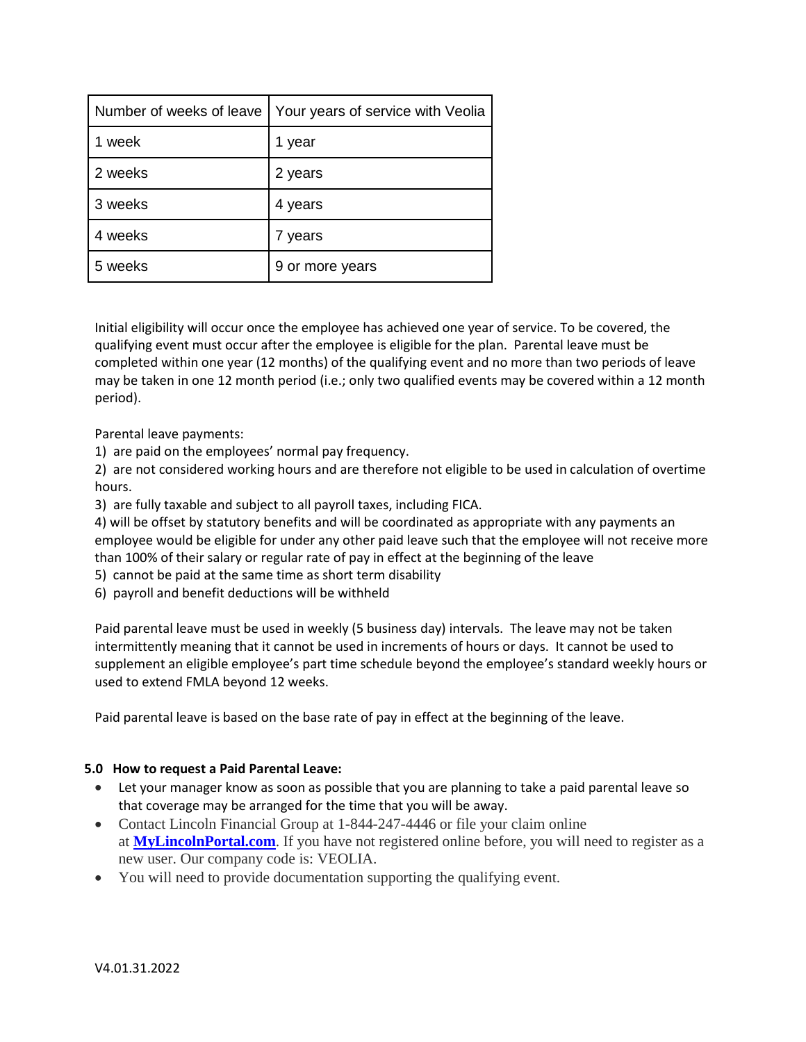| Number of weeks of leave | Your years of service with Veolia |
| --- | --- |
| 1 week | 1 year |
| 2 weeks | 2 years |
| 3 weeks | 4 years |
| 4 weeks | 7 years |
| 5 weeks | 9 or more years |

Initial eligibility will occur once the employee has achieved one year of service. To be covered, the qualifying event must occur after the employee is eligible for the plan. Parental leave must be completed within one year (12 months) of the qualifying event and no more than two periods of leave may be taken in one 12 month period (i.e.; only two qualified events may be covered within a 12 month period).

Parental leave payments:

1) are paid on the employees' normal pay frequency.
2) are not considered working hours and are therefore not eligible to be used in calculation of overtime hours.
3) are fully taxable and subject to all payroll taxes, including FICA.
4) will be offset by statutory benefits and will be coordinated as appropriate with any payments an employee would be eligible for under any other paid leave such that the employee will not receive more than 100% of their salary or regular rate of pay in effect at the beginning of the leave
5) cannot be paid at the same time as short term disability
6) payroll and benefit deductions will be withheld

Paid parental leave must be used in weekly (5 business day) intervals. The leave may not be taken intermittently meaning that it cannot be used in increments of hours or days. It cannot be used to supplement an eligible employee's part time schedule beyond the employee's standard weekly hours or used to extend FMLA beyond 12 weeks.

Paid parental leave is based on the base rate of pay in effect at the beginning of the leave.

## 5.0 How to request a Paid Parental Leave:

- Let your manager know as soon as possible that you are planning to take a paid parental leave so that coverage may be arranged for the time that you will be away.
- Contact Lincoln Financial Group at 1-844-247-4446 or file your claim online at **MyLincolnPortal.com**. If you have not registered online before, you will need to register as a new user. Our company code is: VEOLIA.
- You will need to provide documentation supporting the qualifying event.

V4.01.31.2022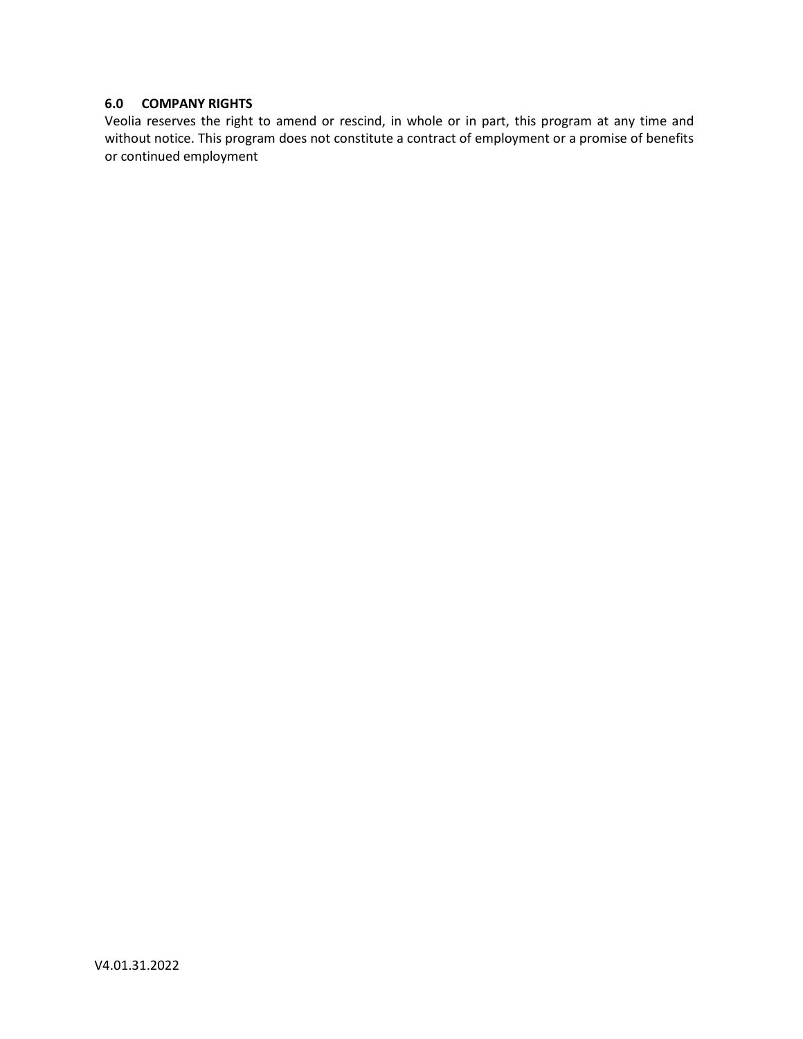**6.0 COMPANY RIGHTS**

Veolia reserves the right to amend or rescind, in whole or in part, this program at any time and without notice. This program does not constitute a contract of employment or a promise of benefits or continued employment